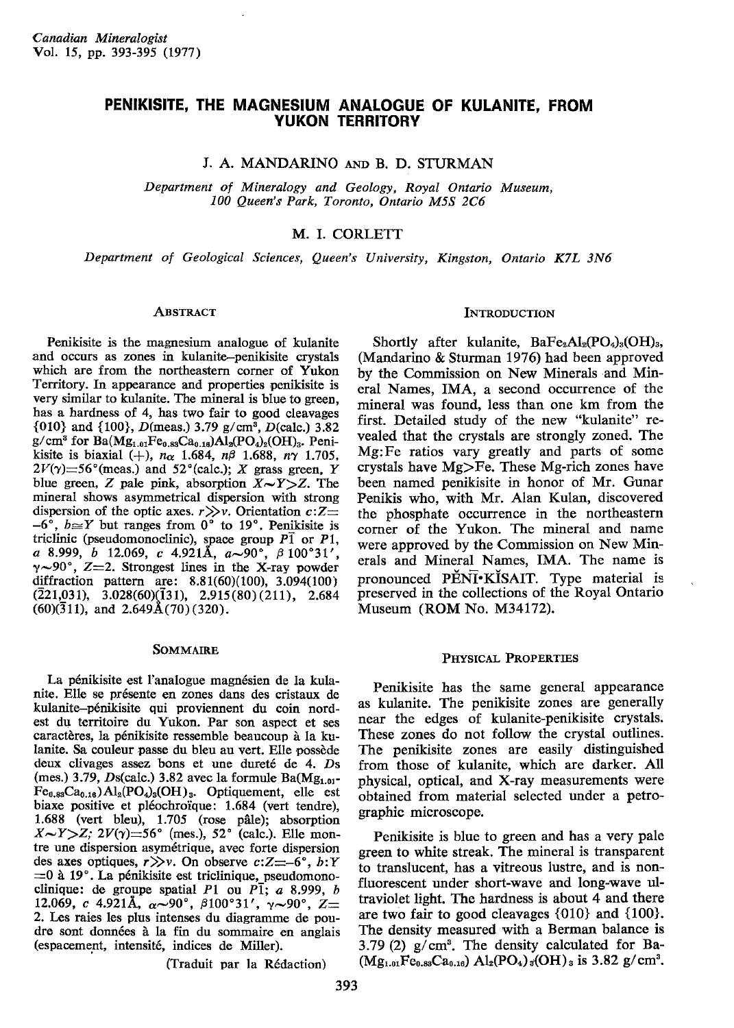# PENIKISITE, THE MAGNESIUM ANALOGUE OF KULANITE, FROM YUKON TERRITORY

J. A. MANDARINO AND B. D. STURMAN

*Department of Mineralogy and Geology, Royal Ontario Museum, 100 Queen's Park, Toronto, Ontario M5S 2C6*

M. I. CORLETT

*Department of Geological Sciences, Queen's University, Kingston, Ontario K7L 3N6*

## Abstract

Penikisite is the magnesium analogue of kulanite and occurs as zones in kulanite–penikisite crystals which are from the northeastern corner of Yukon Territory. In appearance and properties penikisite is very similar to kulanite. The mineral is blue to green, has a hardness of 4, has two fair to good cleavages {010} and {100}, D(meas.) 3.79 g/cm³, D(calc.) 3.82 g/cm³ for $Ba(Mg_{1.01}Fe_{0.83}Ca_{0.16})Al_2(PO_4)_3(OH)_3$. Penikisite is biaxial (+), $n\alpha$ 1.684, $n\beta$ 1.688, $n\gamma$ 1.705, $2V(\gamma)$=56°(meas.) and 52°(calc.); $X$ grass green, $Y$ blue green, $Z$ pale pink, absorption $X{\sim}Y{>}Z$. The mineral shows asymmetrical dispersion with strong dispersion of the optic axes. $r \gg v$. Orientation $c{:}Z$= −6°, $b{\cong}Y$ but ranges from 0° to 19°. Penikisite is triclinic (pseudomonoclinic), space group $P\bar{1}$ or $P1$, *a* 8.999, *b* 12.069, *c* 4.921Å, $\alpha{\sim}90°$, $\beta$ 100°31′, $\gamma{\sim}90°$, $Z$=2. Strongest lines in the X-ray powder diffraction pattern are: 8.81(60)(100), 3.094(100)($\bar{2}$21,031), 3.028(60)($\bar{1}$31), 2.915(80)(211), 2.684 (60)($\bar{3}$11), and 2.649Å(70)(320).

## Sommaire

La pénikisite est l'analogue magnésien de la kulanite. Elle se présente en zones dans des cristaux de kulanite–pénikisite qui proviennent du coin nord-est du territoire du Yukon. Par son aspect et ses caractères, la pénikisite ressemble beaucoup à la kulanite. Sa couleur passe du bleu au vert. Elle possède deux clivages assez bons et une dureté de 4. Ds (mes.) 3.79, Ds(calc.) 3.82 avec la formule $Ba(Mg_{1.01}Fe_{0.83}Ca_{0.16})Al_2(PO_4)_3(OH)_3$. Optiquement, elle est biaxe positive et pléochroïque: 1.684 (vert tendre), 1.688 (vert bleu), 1.705 (rose pâle); absorption $X{\sim}Y{>}Z$; $2V(\gamma)$=56° (mes.), 52° (calc.). Elle montre une dispersion asymétrique, avec forte dispersion des axes optiques, $r \gg v$. On observe $c{:}Z$=−6°, $b{:}Y$ =0 à 19°. La pénikisite est triclinique, pseudomonoclinique: de groupe spatial $P1$ ou $P\bar{1}$; *a* 8.999, *b* 12.069, *c* 4.921Å, $\alpha{\sim}90°$, $\beta$100°31′, $\gamma{\sim}90°$, $Z$= 2. Les raies les plus intenses du diagramme de poudre sont données à la fin du sommaire en anglais (espacement, intensité, indices de Miller).

(Traduit par la Rédaction)

## Introduction

Shortly after kulanite, $BaFe_2Al_2(PO_4)_3(OH)_3$, (Mandarino & Sturman 1976) had been approved by the Commission on New Minerals and Mineral Names, IMA, a second occurrence of the mineral was found, less than one km from the first. Detailed study of the new "kulanite" revealed that the crystals are strongly zoned. The Mg:Fe ratios vary greatly and parts of some crystals have Mg>Fe. These Mg-rich zones have been named penikisite in honor of Mr. Gunar Penikis who, with Mr. Alan Kulan, discovered the phosphate occurrence in the northeastern corner of the Yukon. The mineral and name were approved by the Commission on New Minerals and Mineral Names, IMA. The name is pronounced PĔNĪ•KĬSAIT. Type material is preserved in the collections of the Royal Ontario Museum (ROM No. M34172).

## Physical Properties

Penikisite has the same general appearance as kulanite. The penikisite zones are generally near the edges of kulanite-penikisite crystals. These zones do not follow the crystal outlines. The penikisite zones are easily distinguished from those of kulanite, which are darker. All physical, optical, and X-ray measurements were obtained from material selected under a petrographic microscope.

Penikisite is blue to green and has a very pale green to white streak. The mineral is transparent to translucent, has a vitreous lustre, and is non-fluorescent under short-wave and long-wave ultraviolet light. The hardness is about 4 and there are two fair to good cleavages {010} and {100}. The density measured with a Berman balance is 3.79 (2) g/cm³. The density calculated for $Ba(Mg_{1.01}Fe_{0.83}Ca_{0.16})Al_2(PO_4)_3(OH)_3$ is 3.82 g/cm³.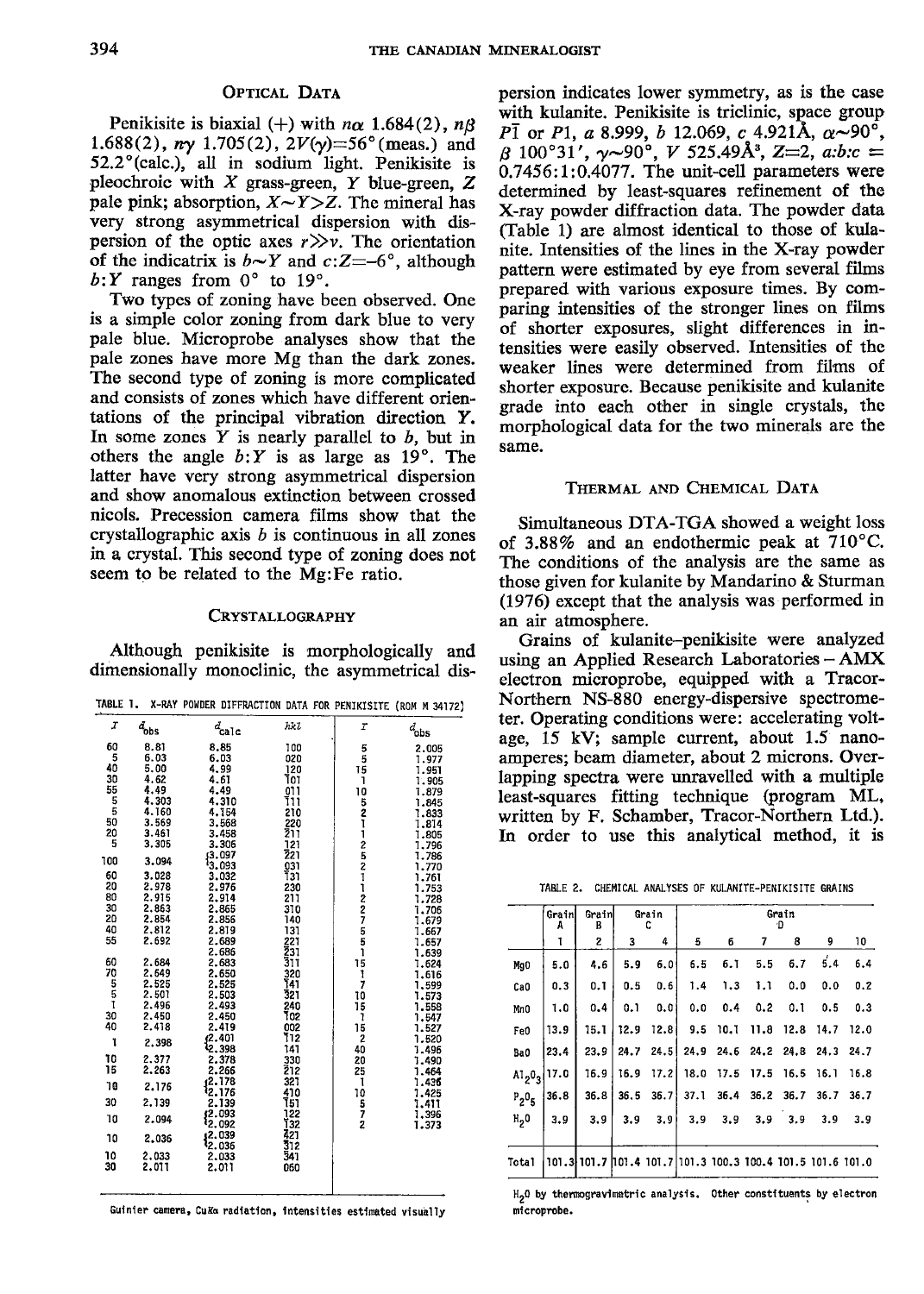## Optical Data

Penikisite is biaxial (+) with $n\alpha$ 1.684(2), $n\beta$ 1.688(2), $n\gamma$ 1.705(2), $2V(\gamma)$=56°(meas.) and 52.2°(calc.), all in sodium light. Penikisite is pleochroic with $X$ grass-green, $Y$ blue-green, $Z$ pale pink; absorption, $X \sim Y > Z$. The mineral has very strong asymmetrical dispersion with dispersion of the optic axes $r \gg v$. The orientation of the indicatrix is $b \sim Y$ and $c{:}Z = -6°$, although $b{:}Y$ ranges from 0° to 19°.

Two types of zoning have been observed. One is a simple color zoning from dark blue to very pale blue. Microprobe analyses show that the pale zones have more Mg than the dark zones. The second type of zoning is more complicated and consists of zones which have different orientations of the principal vibration direction $Y$. In some zones $Y$ is nearly parallel to $b$, but in others the angle $b{:}Y$ is as large as 19°. The latter have very strong asymmetrical dispersion and show anomalous extinction between crossed nicols. Precession camera films show that the crystallographic axis $b$ is continuous in all zones in a crystal. This second type of zoning does not seem to be related to the Mg:Fe ratio.

## Crystallography

Although penikisite is morphologically and dimensionally monoclinic, the asymmetrical dispersion indicates lower symmetry, as is the case with kulanite. Penikisite is triclinic, space group $P\bar{1}$ or $P1$, $a$ 8.999, $b$ 12.069, $c$ 4.921Å, $\alpha \sim 90°$, $\beta$ 100°31′, $\gamma \sim 90°$, $V$ 525.49Å$^3$, $Z$=2, $a{:}b{:}c$ = 0.7456:1:0.4077. The unit-cell parameters were determined by least-squares refinement of the X-ray powder diffraction data. The powder data (Table 1) are almost identical to those of kulanite. Intensities of the lines in the X-ray powder pattern were estimated by eye from several films prepared with various exposure times. By comparing intensities of the stronger lines on films of shorter exposures, slight differences in intensities were easily observed. Intensities of the weaker lines were determined from films of shorter exposure. Because penikisite and kulanite grade into each other in single crystals, the morphological data for the two minerals are the same.

TABLE 1. X-RAY POWDER DIFFRACTION DATA FOR PENIKISITE (ROM M 34172)

| $I$ | $d_{obs}$ | $d_{calc}$ | $hkl$ | $I$ | $d_{obs}$ |
|---|---|---|---|---|---|
| 60 | 8.81 | 8.85 | 100 | 5 | 2.005 |
| 5 | 6.03 | 6.03 | 020 | 5 | 1.977 |
| 40 | 5.00 | 4.99 | 120 | 15 | 1.951 |
| 30 | 4.62 | 4.61 | $\bar{1}$01 | 1 | 1.905 |
| 55 | 4.49 | 4.49 | 011 | 10 | 1.879 |
| 5 | 4.303 | 4.310 | $\bar{1}$11 | 5 | 1.845 |
| 5 | 4.160 | 4.164 | 210 | 2 | 1.833 |
| 50 | 3.569 | 3.568 | 220 | 1 | 1.814 |
| 20 | 3.461 | 3.458 | $\bar{2}$11 | 1 | 1.805 |
| 5 | 3.305 | 3.306 | $\bar{1}$21 | 2 | 1.796 |
| 100 | 3.094 | 3.097 | $\bar{2}$21 | 5 | 1.786 |
| | | 3.093 | 031 | 2 | 1.770 |
| 60 | 3.028 | 3.032 | $\bar{1}$31 | 1 | 1.761 |
| 20 | 2.978 | 2.976 | 230 | 1 | 1.753 |
| 80 | 2.915 | 2.914 | 211 | 2 | 1.728 |
| 30 | 2.863 | 2.865 | 310 | 2 | 1.706 |
| 20 | 2.854 | 2.856 | 140 | 7 | 1.679 |
| 40 | 2.812 | 2.819 | 131 | 5 | 1.667 |
| 55 | 2.692 | 2.689 | $\bar{2}$21 | 5 | 1.657 |
| | | 2.686 | $\bar{2}$31 | 1 | 1.639 |
| 60 | 2.684 | 2.683 | $\bar{3}$11 | 15 | 1.624 |
| 70 | 2.649 | 2.650 | 320 | 1 | 1.616 |
| 5 | 2.525 | 2.525 | $\bar{1}$41 | 7 | 1.599 |
| 5 | 2.501 | 2.503 | $\bar{3}$21 | 10 | 1.573 |
| 1 | 2.496 | 2.493 | 240 | 15 | 1.558 |
| 30 | 2.450 | 2.450 | $\bar{1}$02 | 1 | 1.547 |
| 40 | 2.418 | 2.419 | 002 | 15 | 1.527 |
| 1 | 2.398 | 2.401 | $\bar{1}$12 | 2 | 1.520 |
| | | 2.398 | 141 | 40 | 1.496 |
| 10 | 2.377 | 2.378 | 330 | 20 | 1.490 |
| 15 | 2.263 | 2.266 | $\bar{2}$12 | 25 | 1.464 |
| 10 | 2.176 | 2.178 | 321 | 1 | 1.436 |
| | | 2.176 | 410 | 10 | 1.425 |
| 30 | 2.139 | 2.139 | $\bar{1}$51 | 5 | 1.411 |
| 10 | 2.094 | 2.093 | 122 | 7 | 1.396 |
| | | 2.092 | $\bar{1}$32 | 2 | 1.373 |
| 10 | 2.036 | 2.039 | $\bar{4}$21 | | |
| | | 2.036 | $\bar{3}$12 | | |
| 10 | 2.033 | 2.033 | $\bar{3}$41 | | |
| 30 | 2.011 | 2.011 | 060 | | |

Guinier camera, CuKα radiation, intensities estimated visually

## Thermal and Chemical Data

Simultaneous DTA-TGA showed a weight loss of 3.88% and an endothermic peak at 710°C. The conditions of the analysis are the same as those given for kulanite by Mandarino & Sturman (1976) except that the analysis was performed in an air atmosphere.

Grains of kulanite–penikisite were analyzed using an Applied Research Laboratories – AMX electron microprobe, equipped with a Tracor-Northern NS-880 energy-dispersive spectrometer. Operating conditions were: accelerating voltage, 15 kV; sample current, about 1.5 nanoamperes; beam diameter, about 2 microns. Overlapping spectra were unravelled with a multiple least-squares fitting technique (program ML, written by F. Schamber, Tracor-Northern Ltd.). In order to use this analytical method, it is

TABLE 2. CHEMICAL ANALYSES OF KULANITE-PENIKISITE GRAINS

| | Grain A | Grain B | Grain C | | Grain D | | | | | |
|---|---|---|---|---|---|---|---|---|---|---|
| | 1 | 2 | 3 | 4 | 5 | 6 | 7 | 8 | 9 | 10 |
| MgO | 5.0 | 4.6 | 5.9 | 6.0 | 6.5 | 6.1 | 5.5 | 6.7 | 5.4 | 6.4 |
| CaO | 0.3 | 0.1 | 0.5 | 0.6 | 1.4 | 1.3 | 1.1 | 0.0 | 0.0 | 0.2 |
| MnO | 1.0 | 0.4 | 0.1 | 0.0 | 0.0 | 0.4 | 0.2 | 0.1 | 0.5 | 0.3 |
| FeO | 13.9 | 15.1 | 12.9 | 12.8 | 9.5 | 10.1 | 11.8 | 12.8 | 14.7 | 12.0 |
| BaO | 23.4 | 23.9 | 24.7 | 24.5 | 24.9 | 24.6 | 24.2 | 24.8 | 24.3 | 24.7 |
| $Al_2O_3$ | 17.0 | 16.9 | 16.9 | 17.2 | 18.0 | 17.5 | 17.5 | 16.5 | 16.1 | 16.8 |
| $P_2O_5$ | 36.8 | 36.8 | 36.5 | 36.7 | 37.1 | 36.4 | 36.2 | 36.7 | 36.7 | 36.7 |
| $H_2O$ | 3.9 | 3.9 | 3.9 | 3.9 | 3.9 | 3.9 | 3.9 | 3.9 | 3.9 | 3.9 |
| Total | 101.3 | 101.7 | 101.4 | 101.7 | 101.3 | 100.3 | 100.4 | 101.5 | 101.6 | 101.0 |

$H_2O$ by thermogravimetric analysis. Other constituents by electron microprobe.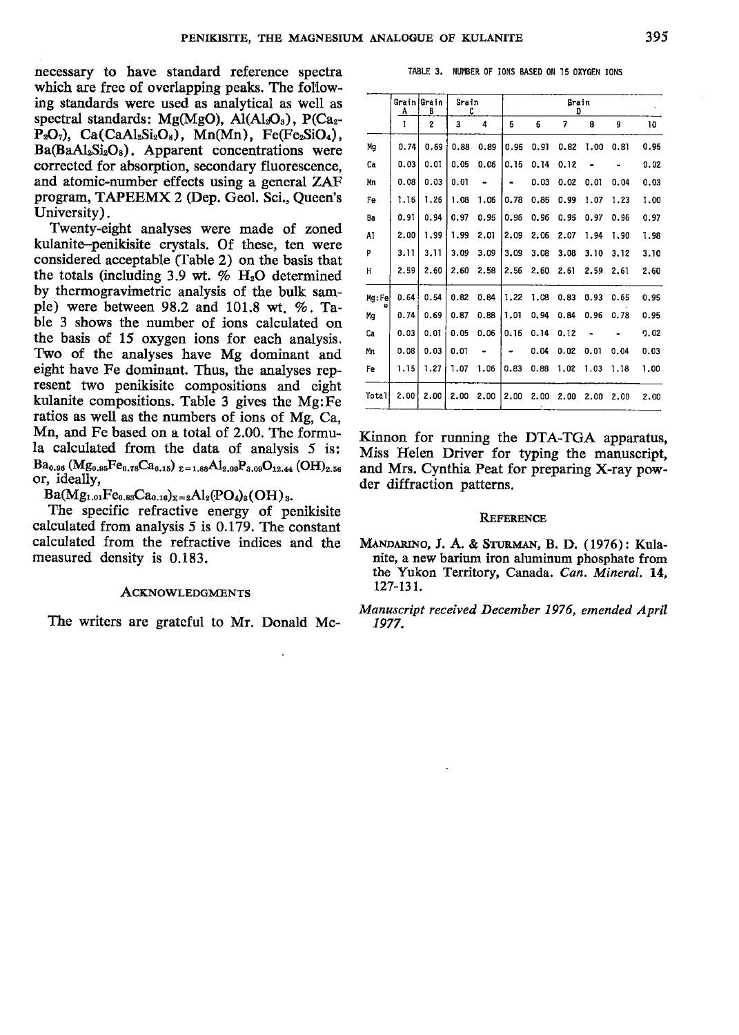necessary to have standard reference spectra which are free of overlapping peaks. The following standards were used as analytical as well as spectral standards: Mg(MgO), Al($Al_2O_3$), P($Ca_2P_2O_7$), Ca($CaAl_2Si_2O_8$), Mn(Mn), Fe($Fe_2SiO_4$), Ba($BaAl_2Si_2O_8$). Apparent concentrations were corrected for absorption, secondary fluorescence, and atomic-number effects using a general ZAF program, TAPEEMX 2 (Dep. Geol. Sci., Queen's University).

Twenty-eight analyses were made of zoned kulanite–penikisite crystals. Of these, ten were considered acceptable (Table 2) on the basis that the totals (including 3.9 wt. % $H_2O$ determined by thermogravimetric analysis of the bulk sample) were between 98.2 and 101.8 wt. %. Table 3 shows the number of ions calculated on the basis of 15 oxygen ions for each analysis. Two of the analyses have Mg dominant and eight have Fe dominant. Thus, the analyses represent two penikisite compositions and eight kulanite compositions. Table 3 gives the Mg:Fe ratios as well as the numbers of ions of Mg, Ca, Mn, and Fe based on a total of 2.00. The formula calculated from the data of analysis 5 is: $Ba_{0.96}(Mg_{0.95}Fe_{0.78}Ca_{0.15})_{\Sigma=1.88}Al_{2.09}P_{3.09}O_{12.44}(OH)_{2.56}$ or, ideally,

$Ba(Mg_{1.01}Fe_{0.83}Ca_{0.16})_{\Sigma=2}Al_2(PO_4)_3(OH)_3$.

The specific refractive energy of penikisite calculated from analysis 5 is 0.179. The constant calculated from the refractive indices and the measured density is 0.183.

## Acknowledgments

The writers are grateful to Mr. Donald McKinnon for running the DTA-TGA apparatus, Miss Helen Driver for typing the manuscript, and Mrs. Cynthia Peat for preparing X-ray powder diffraction patterns.

TABLE 3. NUMBER OF IONS BASED ON 15 OXYGEN IONS

| | Grain A | Grain B | Grain C | | Grain D | | | | | |
|---|---|---|---|---|---|---|---|---|---|---|
| | 1 | 2 | 3 | 4 | 5 | 6 | 7 | 8 | 9 | 10 |
| Mg | 0.74 | 0.69 | 0.88 | 0.89 | 0.95 | 0.91 | 0.82 | 1.00 | 0.81 | 0.95 |
| Ca | 0.03 | 0.01 | 0.05 | 0.06 | 0.15 | 0.14 | 0.12 | - | - | 0.02 |
| Mn | 0.08 | 0.03 | 0.01 | - | - | 0.03 | 0.02 | 0.01 | 0.04 | 0.03 |
| Fe | 1.16 | 1.26 | 1.08 | 1.06 | 0.78 | 0.85 | 0.99 | 1.07 | 1.23 | 1.00 |
| Ba | 0.91 | 0.94 | 0.97 | 0.95 | 0.96 | 0.96 | 0.95 | 0.97 | 0.96 | 0.97 |
| Al | 2.00 | 1.99 | 1.99 | 2.01 | 2.09 | 2.06 | 2.07 | 1.94 | 1.90 | 1.98 |
| P | 3.11 | 3.11 | 3.09 | 3.09 | 3.09 | 3.08 | 3.08 | 3.10 | 3.12 | 3.10 |
| H | 2.59 | 2.60 | 2.60 | 2.58 | 2.56 | 2.60 | 2.61 | 2.59 | 2.61 | 2.60 |
| Mg:Fe | 0.64 | 0.54 | 0.82 | 0.84 | 1.22 | 1.08 | 0.83 | 0.93 | 0.65 | 0.95 |
| Mg | 0.74 | 0.69 | 0.87 | 0.88 | 1.01 | 0.94 | 0.84 | 0.96 | 0.78 | 0.95 |
| Ca | 0.03 | 0.01 | 0.05 | 0.06 | 0.16 | 0.14 | 0.12 | - | - | 0.02 |
| Mn | 0.08 | 0.03 | 0.01 | - | - | 0.04 | 0.02 | 0.01 | 0.04 | 0.03 |
| Fe | 1.15 | 1.27 | 1.07 | 1.06 | 0.83 | 0.88 | 1.02 | 1.03 | 1.18 | 1.00 |
| Total | 2.00 | 2.00 | 2.00 | 2.00 | 2.00 | 2.00 | 2.00 | 2.00 | 2.00 | 2.00 |

## Reference

MANDARINO, J. A. & STURMAN, B. D. (1976): Kulanite, a new barium iron aluminum phosphate from the Yukon Territory, Canada. *Can. Mineral.* **14**, 127-131.

*Manuscript received December 1976, emended April 1977.*